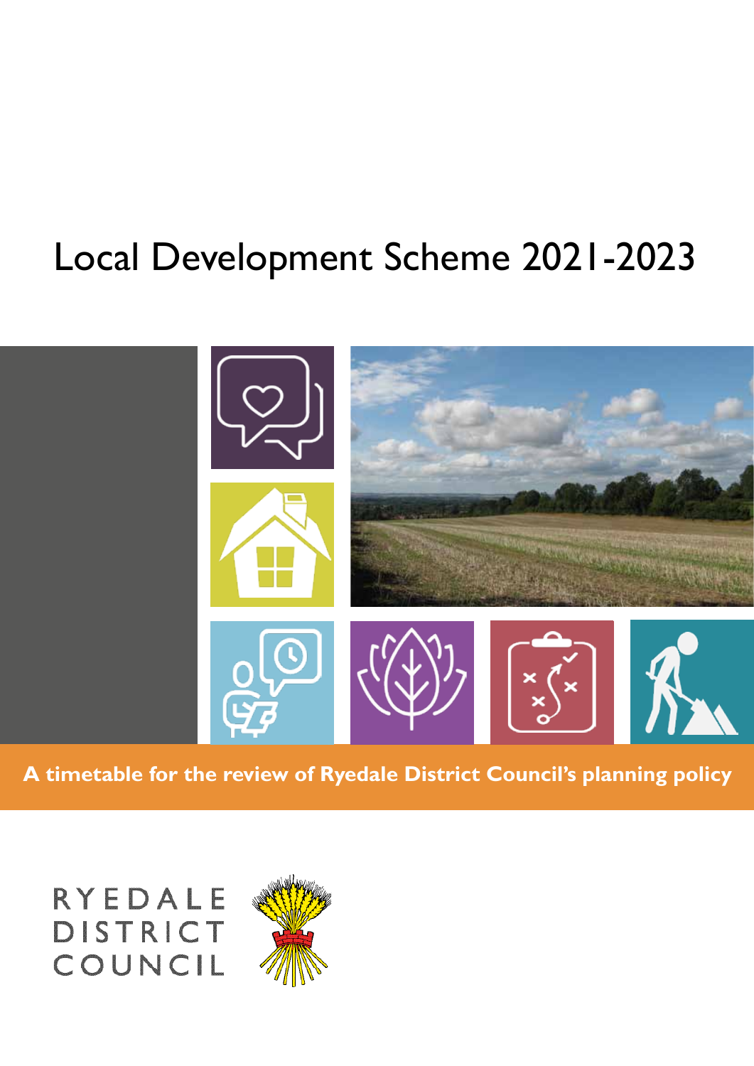# Local Development Scheme 2021-2023

**A timetable for the review of Ryedale District Council's planning policy**

RYEDALE DISTRICT COUNCIL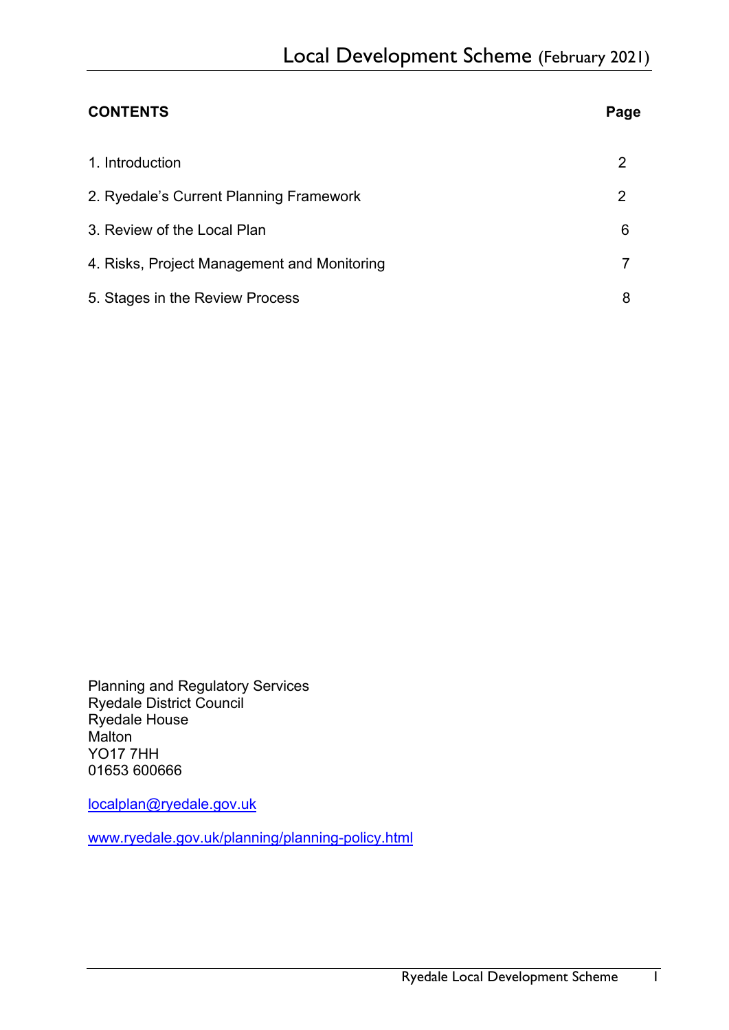| **CONTENTS** | **Page** |
|---|---|
| 1. Introduction | 2 |
| 2. Ryedale's Current Planning Framework | 2 |
| 3. Review of the Local Plan | 6 |
| 4. Risks, Project Management and Monitoring | 7 |
| 5. Stages in the Review Process | 8 |

Planning and Regulatory Services
Ryedale District Council
Ryedale House
Malton
YO17 7HH
01653 600666

localplan@ryedale.gov.uk

www.ryedale.gov.uk/planning/planning-policy.html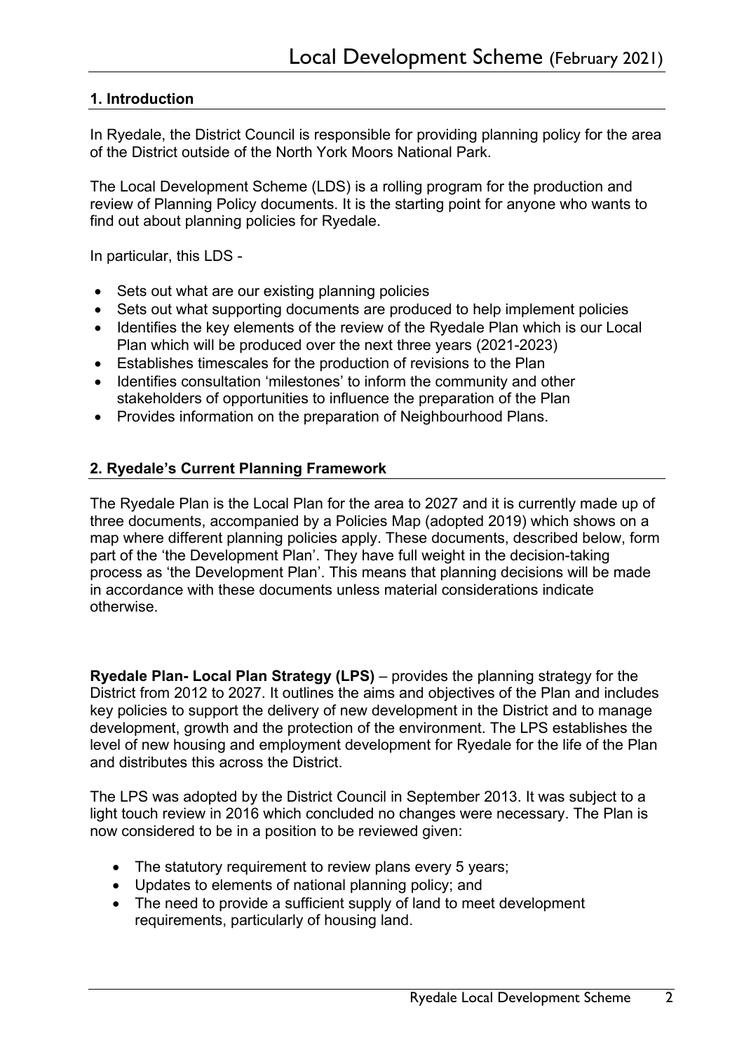## 1. Introduction

In Ryedale, the District Council is responsible for providing planning policy for the area of the District outside of the North York Moors National Park.

The Local Development Scheme (LDS) is a rolling program for the production and review of Planning Policy documents. It is the starting point for anyone who wants to find out about planning policies for Ryedale.

In particular, this LDS -

- Sets out what are our existing planning policies
- Sets out what supporting documents are produced to help implement policies
- Identifies the key elements of the review of the Ryedale Plan which is our Local Plan which will be produced over the next three years (2021-2023)
- Establishes timescales for the production of revisions to the Plan
- Identifies consultation 'milestones' to inform the community and other stakeholders of opportunities to influence the preparation of the Plan
- Provides information on the preparation of Neighbourhood Plans.

## 2. Ryedale's Current Planning Framework

The Ryedale Plan is the Local Plan for the area to 2027 and it is currently made up of three documents, accompanied by a Policies Map (adopted 2019) which shows on a map where different planning policies apply. These documents, described below, form part of the 'the Development Plan'. They have full weight in the decision-taking process as 'the Development Plan'. This means that planning decisions will be made in accordance with these documents unless material considerations indicate otherwise.

**Ryedale Plan- Local Plan Strategy (LPS)** – provides the planning strategy for the District from 2012 to 2027. It outlines the aims and objectives of the Plan and includes key policies to support the delivery of new development in the District and to manage development, growth and the protection of the environment. The LPS establishes the level of new housing and employment development for Ryedale for the life of the Plan and distributes this across the District.

The LPS was adopted by the District Council in September 2013. It was subject to a light touch review in 2016 which concluded no changes were necessary. The Plan is now considered to be in a position to be reviewed given:

- The statutory requirement to review plans every 5 years;
- Updates to elements of national planning policy; and
- The need to provide a sufficient supply of land to meet development requirements, particularly of housing land.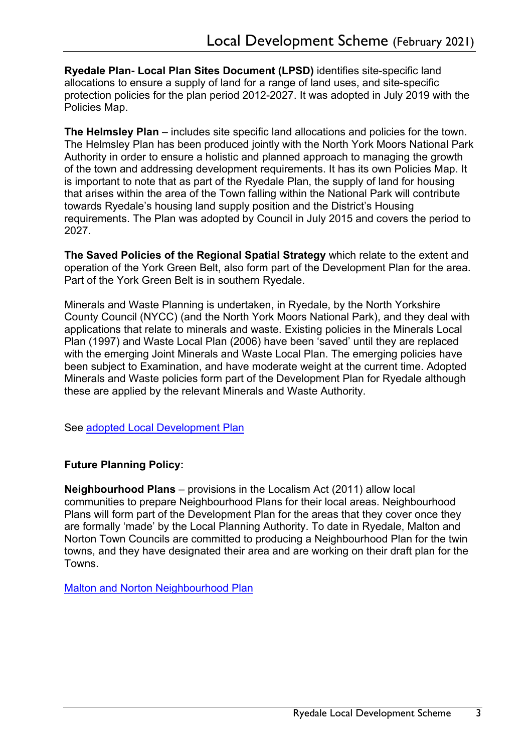**Ryedale Plan- Local Plan Sites Document (LPSD)** identifies site-specific land allocations to ensure a supply of land for a range of land uses, and site-specific protection policies for the plan period 2012-2027. It was adopted in July 2019 with the Policies Map.

**The Helmsley Plan** – includes site specific land allocations and policies for the town. The Helmsley Plan has been produced jointly with the North York Moors National Park Authority in order to ensure a holistic and planned approach to managing the growth of the town and addressing development requirements. It has its own Policies Map. It is important to note that as part of the Ryedale Plan, the supply of land for housing that arises within the area of the Town falling within the National Park will contribute towards Ryedale's housing land supply position and the District's Housing requirements. The Plan was adopted by Council in July 2015 and covers the period to 2027.

**The Saved Policies of the Regional Spatial Strategy** which relate to the extent and operation of the York Green Belt, also form part of the Development Plan for the area. Part of the York Green Belt is in southern Ryedale.

Minerals and Waste Planning is undertaken, in Ryedale, by the North Yorkshire County Council (NYCC) (and the North York Moors National Park), and they deal with applications that relate to minerals and waste. Existing policies in the Minerals Local Plan (1997) and Waste Local Plan (2006) have been 'saved' until they are replaced with the emerging Joint Minerals and Waste Local Plan. The emerging policies have been subject to Examination, and have moderate weight at the current time. Adopted Minerals and Waste policies form part of the Development Plan for Ryedale although these are applied by the relevant Minerals and Waste Authority.

See adopted Local Development Plan

**Future Planning Policy:**

**Neighbourhood Plans** – provisions in the Localism Act (2011) allow local communities to prepare Neighbourhood Plans for their local areas. Neighbourhood Plans will form part of the Development Plan for the areas that they cover once they are formally 'made' by the Local Planning Authority. To date in Ryedale, Malton and Norton Town Councils are committed to producing a Neighbourhood Plan for the twin towns, and they have designated their area and are working on their draft plan for the Towns.

Malton and Norton Neighbourhood Plan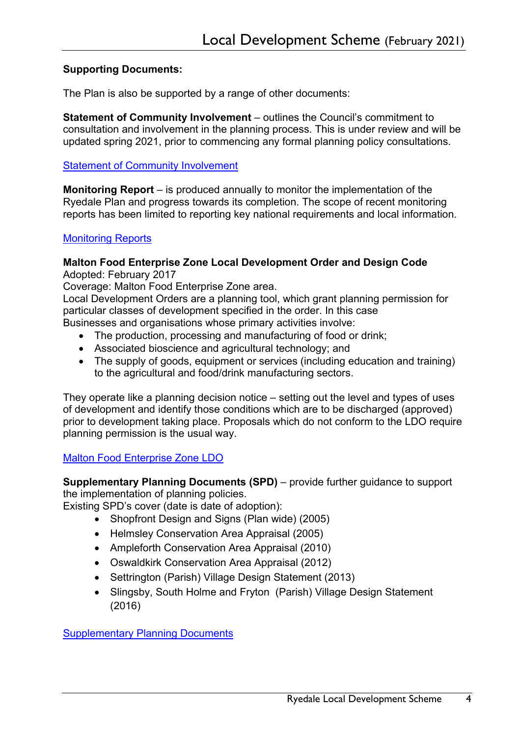**Supporting Documents:**

The Plan is also be supported by a range of other documents:

**Statement of Community Involvement** – outlines the Council's commitment to consultation and involvement in the planning process. This is under review and will be updated spring 2021, prior to commencing any formal planning policy consultations.

[Statement of Community Involvement]

**Monitoring Report** – is produced annually to monitor the implementation of the Ryedale Plan and progress towards its completion. The scope of recent monitoring reports has been limited to reporting key national requirements and local information.

[Monitoring Reports]

**Malton Food Enterprise Zone Local Development Order and Design Code**
Adopted: February 2017
Coverage: Malton Food Enterprise Zone area.
Local Development Orders are a planning tool, which grant planning permission for particular classes of development specified in the order. In this case Businesses and organisations whose primary activities involve:

- The production, processing and manufacturing of food or drink;
- Associated bioscience and agricultural technology; and
- The supply of goods, equipment or services (including education and training) to the agricultural and food/drink manufacturing sectors.

They operate like a planning decision notice – setting out the level and types of uses of development and identify those conditions which are to be discharged (approved) prior to development taking place. Proposals which do not conform to the LDO require planning permission is the usual way.

[Malton Food Enterprise Zone LDO]

**Supplementary Planning Documents (SPD)** – provide further guidance to support the implementation of planning policies.
Existing SPD's cover (date is date of adoption):

- Shopfront Design and Signs (Plan wide) (2005)
- Helmsley Conservation Area Appraisal (2005)
- Ampleforth Conservation Area Appraisal (2010)
- Oswaldkirk Conservation Area Appraisal (2012)
- Settrington (Parish) Village Design Statement (2013)
- Slingsby, South Holme and Fryton (Parish) Village Design Statement (2016)

[Supplementary Planning Documents]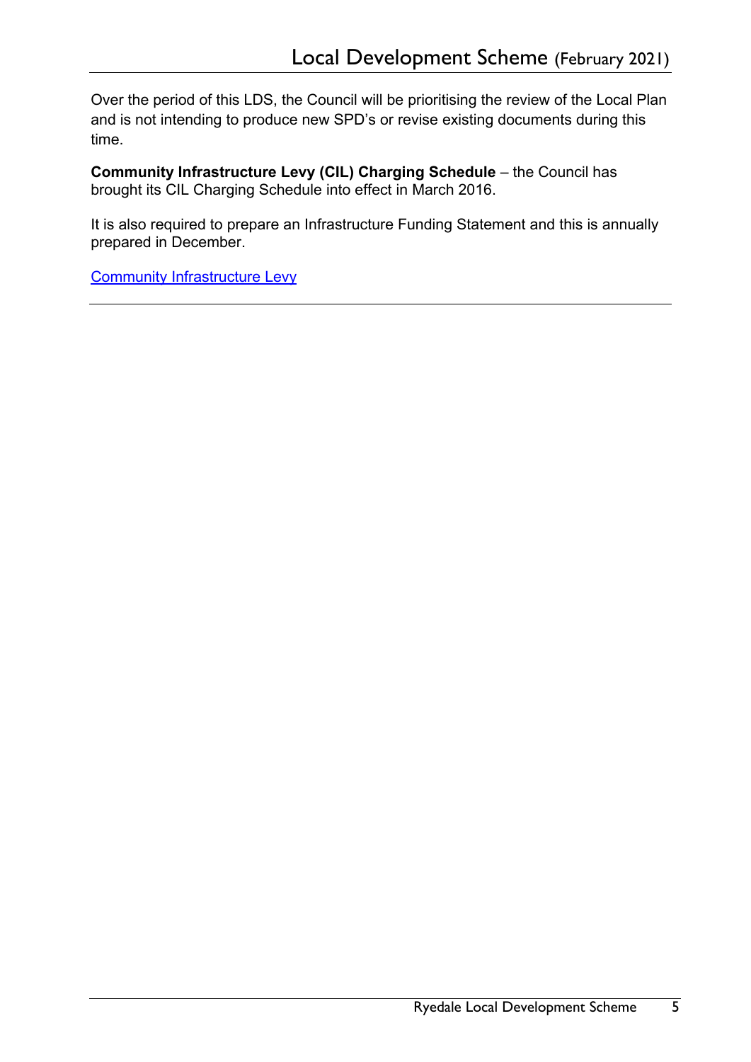Over the period of this LDS, the Council will be prioritising the review of the Local Plan and is not intending to produce new SPD's or revise existing documents during this time.

**Community Infrastructure Levy (CIL) Charging Schedule** – the Council has brought its CIL Charging Schedule into effect in March 2016.

It is also required to prepare an Infrastructure Funding Statement and this is annually prepared in December.

Community Infrastructure Levy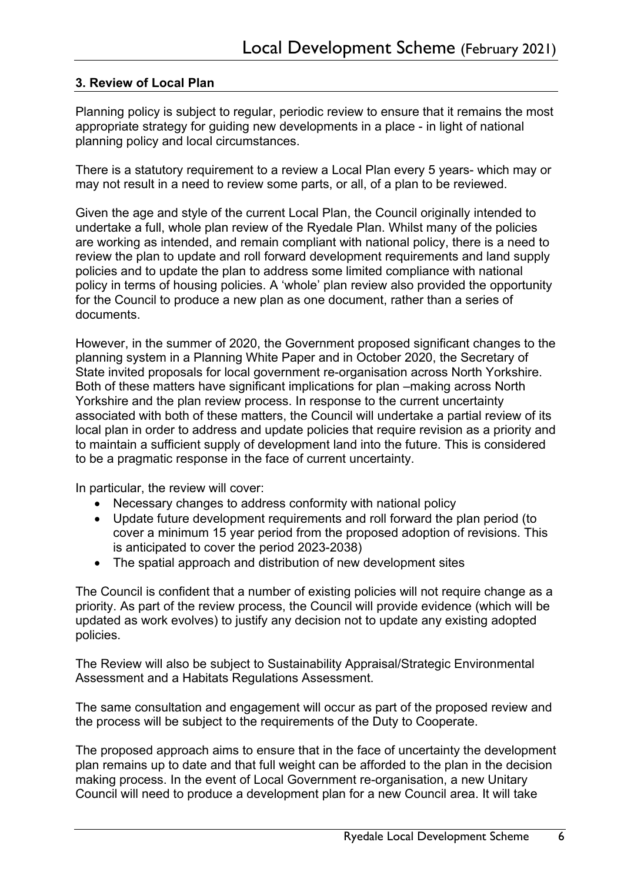### 3. Review of Local Plan

Planning policy is subject to regular, periodic review to ensure that it remains the most appropriate strategy for guiding new developments in a place - in light of national planning policy and local circumstances.

There is a statutory requirement to a review a Local Plan every 5 years- which may or may not result in a need to review some parts, or all, of a plan to be reviewed.

Given the age and style of the current Local Plan, the Council originally intended to undertake a full, whole plan review of the Ryedale Plan. Whilst many of the policies are working as intended, and remain compliant with national policy, there is a need to review the plan to update and roll forward development requirements and land supply policies and to update the plan to address some limited compliance with national policy in terms of housing policies. A 'whole' plan review also provided the opportunity for the Council to produce a new plan as one document, rather than a series of documents.

However, in the summer of 2020, the Government proposed significant changes to the planning system in a Planning White Paper and in October 2020, the Secretary of State invited proposals for local government re-organisation across North Yorkshire. Both of these matters have significant implications for plan –making across North Yorkshire and the plan review process. In response to the current uncertainty associated with both of these matters, the Council will undertake a partial review of its local plan in order to address and update policies that require revision as a priority and to maintain a sufficient supply of development land into the future. This is considered to be a pragmatic response in the face of current uncertainty.

In particular, the review will cover:

- Necessary changes to address conformity with national policy
- Update future development requirements and roll forward the plan period (to cover a minimum 15 year period from the proposed adoption of revisions. This is anticipated to cover the period 2023-2038)
- The spatial approach and distribution of new development sites

The Council is confident that a number of existing policies will not require change as a priority. As part of the review process, the Council will provide evidence (which will be updated as work evolves) to justify any decision not to update any existing adopted policies.

The Review will also be subject to Sustainability Appraisal/Strategic Environmental Assessment and a Habitats Regulations Assessment.

The same consultation and engagement will occur as part of the proposed review and the process will be subject to the requirements of the Duty to Cooperate.

The proposed approach aims to ensure that in the face of uncertainty the development plan remains up to date and that full weight can be afforded to the plan in the decision making process. In the event of Local Government re-organisation, a new Unitary Council will need to produce a development plan for a new Council area. It will take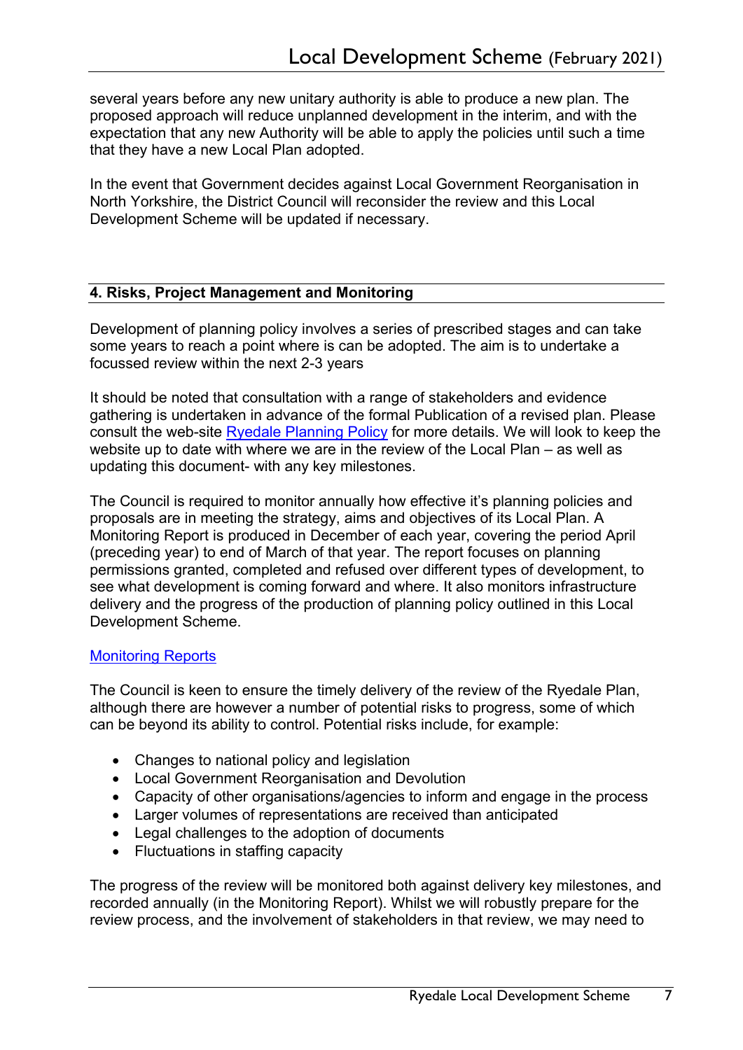several years before any new unitary authority is able to produce a new plan. The proposed approach will reduce unplanned development in the interim, and with the expectation that any new Authority will be able to apply the policies until such a time that they have a new Local Plan adopted.

In the event that Government decides against Local Government Reorganisation in North Yorkshire, the District Council will reconsider the review and this Local Development Scheme will be updated if necessary.

## 4. Risks, Project Management and Monitoring

Development of planning policy involves a series of prescribed stages and can take some years to reach a point where is can be adopted. The aim is to undertake a focussed review within the next 2-3 years

It should be noted that consultation with a range of stakeholders and evidence gathering is undertaken in advance of the formal Publication of a revised plan. Please consult the web-site Ryedale Planning Policy for more details. We will look to keep the website up to date with where we are in the review of the Local Plan – as well as updating this document- with any key milestones.

The Council is required to monitor annually how effective it's planning policies and proposals are in meeting the strategy, aims and objectives of its Local Plan. A Monitoring Report is produced in December of each year, covering the period April (preceding year) to end of March of that year. The report focuses on planning permissions granted, completed and refused over different types of development, to see what development is coming forward and where. It also monitors infrastructure delivery and the progress of the production of planning policy outlined in this Local Development Scheme.

Monitoring Reports

The Council is keen to ensure the timely delivery of the review of the Ryedale Plan, although there are however a number of potential risks to progress, some of which can be beyond its ability to control. Potential risks include, for example:

- Changes to national policy and legislation
- Local Government Reorganisation and Devolution
- Capacity of other organisations/agencies to inform and engage in the process
- Larger volumes of representations are received than anticipated
- Legal challenges to the adoption of documents
- Fluctuations in staffing capacity

The progress of the review will be monitored both against delivery key milestones, and recorded annually (in the Monitoring Report). Whilst we will robustly prepare for the review process, and the involvement of stakeholders in that review, we may need to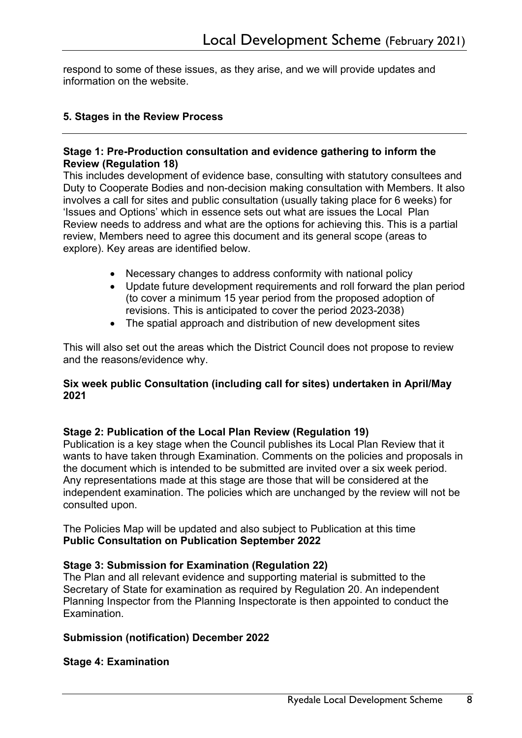respond to some of these issues, as they arise, and we will provide updates and information on the website.

## 5. Stages in the Review Process

**Stage 1: Pre-Production consultation and evidence gathering to inform the Review (Regulation 18)**

This includes development of evidence base, consulting with statutory consultees and Duty to Cooperate Bodies and non-decision making consultation with Members. It also involves a call for sites and public consultation (usually taking place for 6 weeks) for 'Issues and Options' which in essence sets out what are issues the Local Plan Review needs to address and what are the options for achieving this. This is a partial review, Members need to agree this document and its general scope (areas to explore). Key areas are identified below.

- Necessary changes to address conformity with national policy
- Update future development requirements and roll forward the plan period (to cover a minimum 15 year period from the proposed adoption of revisions. This is anticipated to cover the period 2023-2038)
- The spatial approach and distribution of new development sites

This will also set out the areas which the District Council does not propose to review and the reasons/evidence why.

**Six week public Consultation (including call for sites) undertaken in April/May 2021**

**Stage 2: Publication of the Local Plan Review (Regulation 19)**

Publication is a key stage when the Council publishes its Local Plan Review that it wants to have taken through Examination. Comments on the policies and proposals in the document which is intended to be submitted are invited over a six week period. Any representations made at this stage are those that will be considered at the independent examination. The policies which are unchanged by the review will not be consulted upon.

The Policies Map will be updated and also subject to Publication at this time
**Public Consultation on Publication September 2022**

**Stage 3: Submission for Examination (Regulation 22)**

The Plan and all relevant evidence and supporting material is submitted to the Secretary of State for examination as required by Regulation 20. An independent Planning Inspector from the Planning Inspectorate is then appointed to conduct the Examination.

**Submission (notification) December 2022**

**Stage 4: Examination**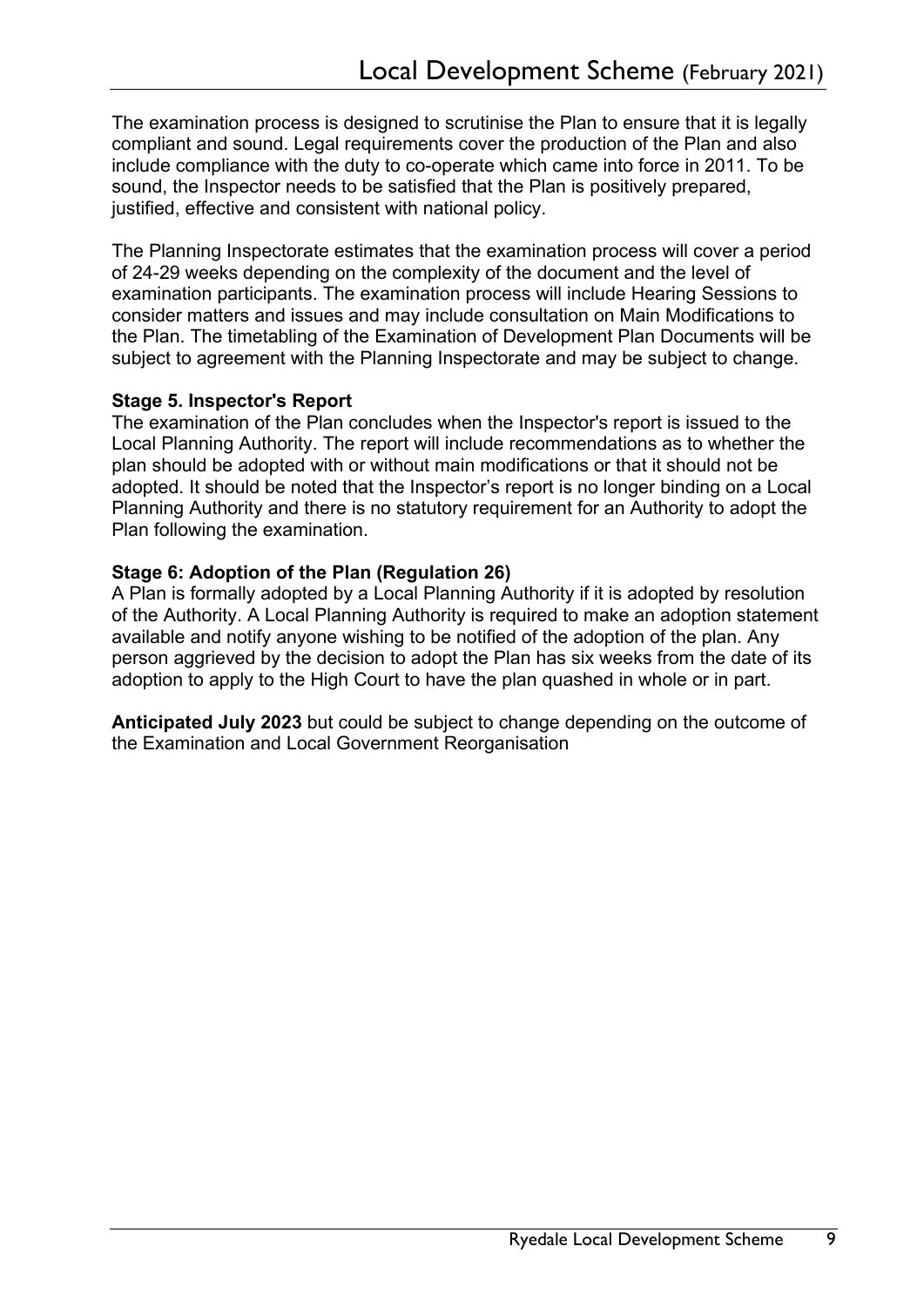The examination process is designed to scrutinise the Plan to ensure that it is legally compliant and sound. Legal requirements cover the production of the Plan and also include compliance with the duty to co-operate which came into force in 2011. To be sound, the Inspector needs to be satisfied that the Plan is positively prepared, justified, effective and consistent with national policy.

The Planning Inspectorate estimates that the examination process will cover a period of 24-29 weeks depending on the complexity of the document and the level of examination participants. The examination process will include Hearing Sessions to consider matters and issues and may include consultation on Main Modifications to the Plan. The timetabling of the Examination of Development Plan Documents will be subject to agreement with the Planning Inspectorate and may be subject to change.

**Stage 5. Inspector's Report**

The examination of the Plan concludes when the Inspector's report is issued to the Local Planning Authority. The report will include recommendations as to whether the plan should be adopted with or without main modifications or that it should not be adopted. It should be noted that the Inspector's report is no longer binding on a Local Planning Authority and there is no statutory requirement for an Authority to adopt the Plan following the examination.

**Stage 6: Adoption of the Plan (Regulation 26)**

A Plan is formally adopted by a Local Planning Authority if it is adopted by resolution of the Authority. A Local Planning Authority is required to make an adoption statement available and notify anyone wishing to be notified of the adoption of the plan. Any person aggrieved by the decision to adopt the Plan has six weeks from the date of its adoption to apply to the High Court to have the plan quashed in whole or in part.

**Anticipated July 2023** but could be subject to change depending on the outcome of the Examination and Local Government Reorganisation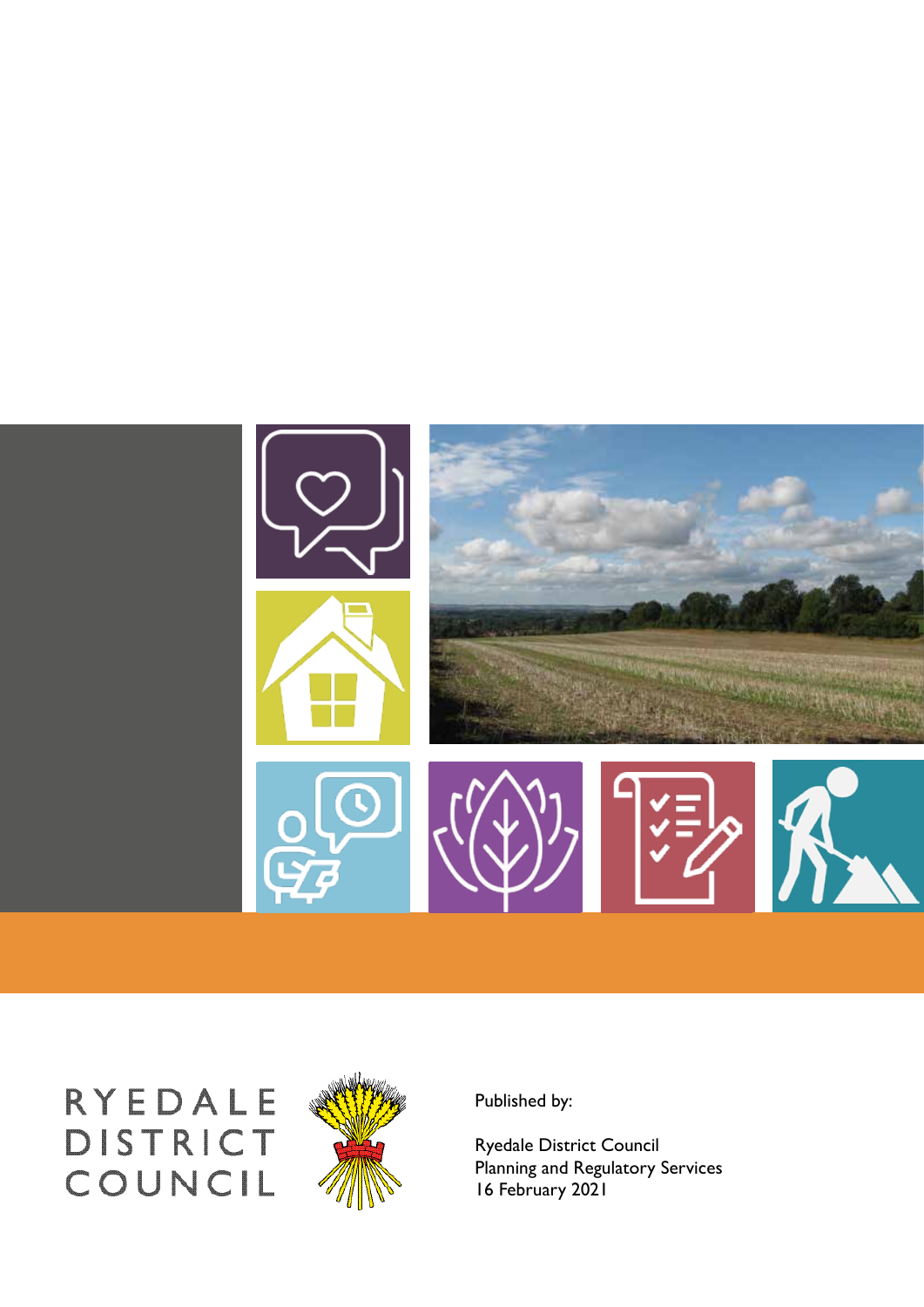RYEDALE DISTRICT COUNCIL

Published by:

Ryedale District Council
Planning and Regulatory Services
16 February 2021